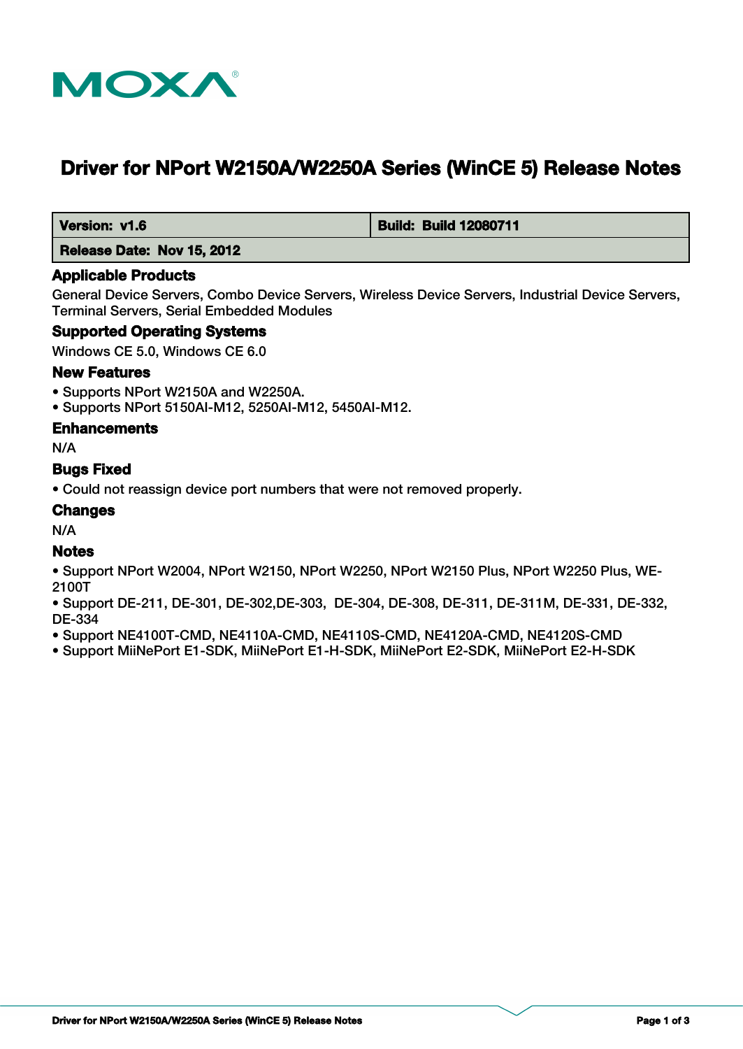# Driver for NPort W2150A/W2250A Series (WinCE 5) Release Notes

| Version: v1.6 | Build: Build 12080711 |
| --- | --- |
| Release Date: Nov 15, 2012 | |

## Applicable Products

General Device Servers, Combo Device Servers, Wireless Device Servers, Industrial Device Servers, Terminal Servers, Serial Embedded Modules

## Supported Operating Systems

Windows CE 5.0, Windows CE 6.0

## New Features

- Supports NPort W2150A and W2250A.
- Supports NPort 5150AI-M12, 5250AI-M12, 5450AI-M12.

## Enhancements

N/A

## Bugs Fixed

- Could not reassign device port numbers that were not removed properly.

## Changes

N/A

## Notes

- Support NPort W2004, NPort W2150, NPort W2250, NPort W2150 Plus, NPort W2250 Plus, WE-2100T
- Support DE-211, DE-301, DE-302,DE-303, DE-304, DE-308, DE-311, DE-311M, DE-331, DE-332, DE-334
- Support NE4100T-CMD, NE4110A-CMD, NE4110S-CMD, NE4120A-CMD, NE4120S-CMD
- Support MiiNePort E1-SDK, MiiNePort E1-H-SDK, MiiNePort E2-SDK, MiiNePort E2-H-SDK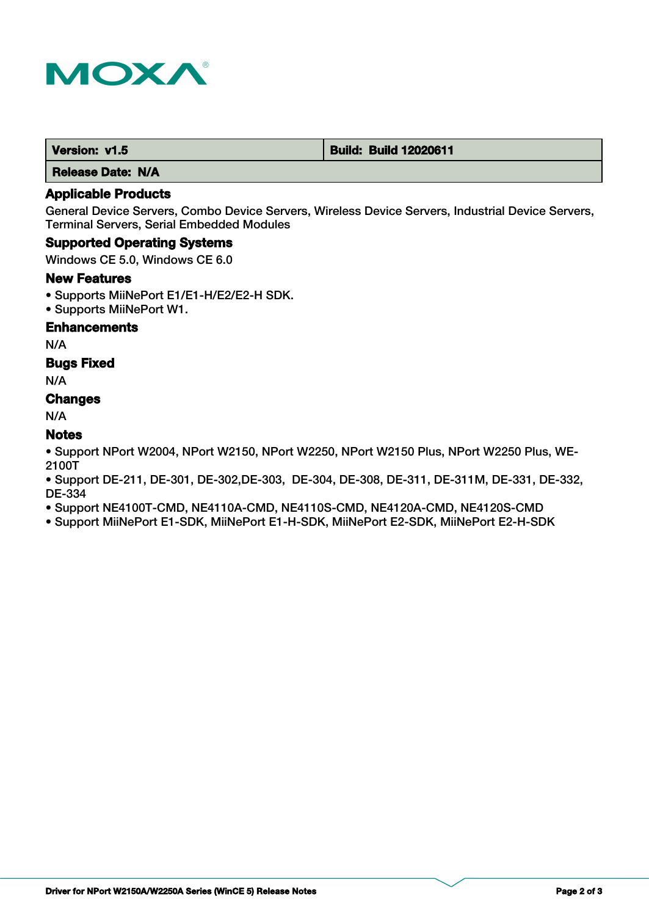| Version: v1.5 | Build: Build 12020611 |
| --- | --- |
| Release Date: N/A | |

### Applicable Products

General Device Servers, Combo Device Servers, Wireless Device Servers, Industrial Device Servers, Terminal Servers, Serial Embedded Modules

### Supported Operating Systems

Windows CE 5.0, Windows CE 6.0

### New Features

- Supports MiiNePort E1/E1-H/E2/E2-H SDK.
- Supports MiiNePort W1.

### Enhancements

N/A

### Bugs Fixed

N/A

### Changes

N/A

### Notes

- Support NPort W2004, NPort W2150, NPort W2250, NPort W2150 Plus, NPort W2250 Plus, WE-2100T
- Support DE-211, DE-301, DE-302,DE-303, DE-304, DE-308, DE-311, DE-311M, DE-331, DE-332, DE-334
- Support NE4100T-CMD, NE4110A-CMD, NE4110S-CMD, NE4120A-CMD, NE4120S-CMD
- Support MiiNePort E1-SDK, MiiNePort E1-H-SDK, MiiNePort E2-SDK, MiiNePort E2-H-SDK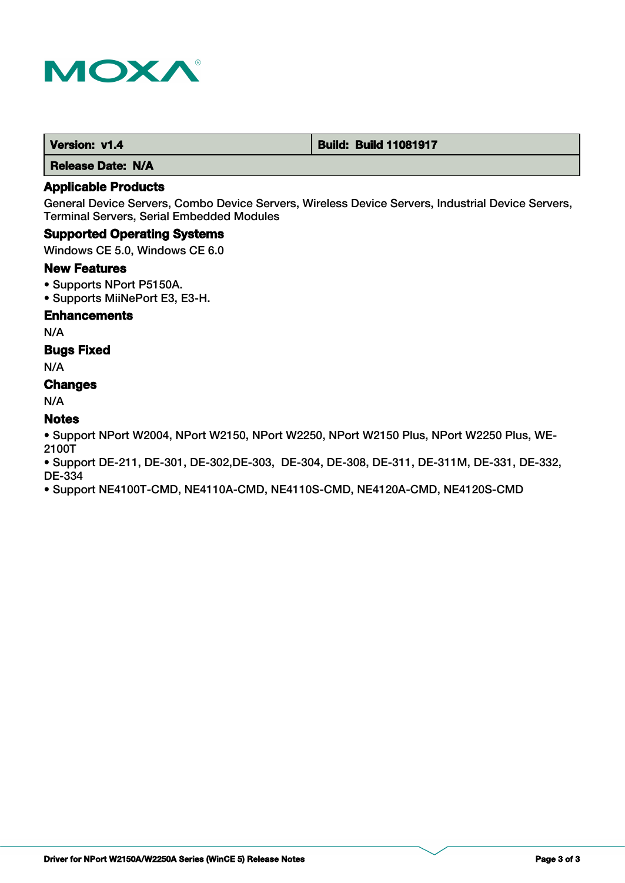| Version: v1.4 | Build: Build 11081917 |
| --- | --- |
| Release Date: N/A | |

### Applicable Products

General Device Servers, Combo Device Servers, Wireless Device Servers, Industrial Device Servers, Terminal Servers, Serial Embedded Modules

### Supported Operating Systems

Windows CE 5.0, Windows CE 6.0

### New Features

- Supports NPort P5150A.
- Supports MiiNePort E3, E3-H.

### Enhancements

N/A

### Bugs Fixed

N/A

### Changes

N/A

### Notes

- Support NPort W2004, NPort W2150, NPort W2250, NPort W2150 Plus, NPort W2250 Plus, WE-2100T
- Support DE-211, DE-301, DE-302,DE-303, DE-304, DE-308, DE-311, DE-311M, DE-331, DE-332, DE-334
- Support NE4100T-CMD, NE4110A-CMD, NE4110S-CMD, NE4120A-CMD, NE4120S-CMD